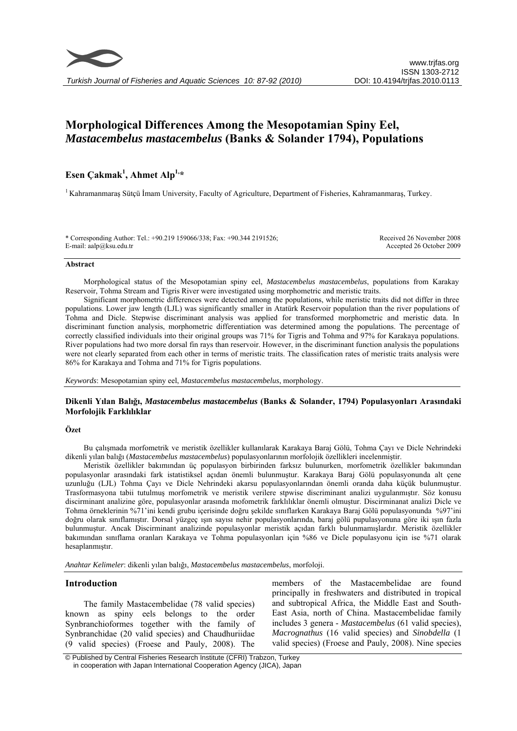# Morphological Differences Among the Mesopotamian Spiny Eel, *Mastacembelus mastacembelus* (Banks & Solander 1794), Populations

**Esen Çakmak[1], Ahmet Alp[1,*]**

[1] Kahramanmaraş Sütçü İmam University, Faculty of Agriculture, Department of Fisheries, Kahramanmaraş, Turkey.

\* Corresponding Author: Tel.: +90.219 159066/338; Fax: +90.344 2191526; E-mail: aalp@ksu.edu.tr

Received 26 November 2008
Accepted 26 October 2009

### Abstract

Morphological status of the Mesopotamian spiny eel, *Mastacembelus mastacembelus*, populations from Karakay Reservoir, Tohma Stream and Tigris River were investigated using morphometric and meristic traits.

Significant morphometric differences were detected among the populations, while meristic traits did not differ in three populations. Lower jaw length (LJL) was significantly smaller in Atatürk Reservoir population than the river populations of Tohma and Dicle. Stepwise discriminant analysis was applied for transformed morphometric and meristic data. In discriminant function analysis, morphometric differentiation was determined among the populations. The percentage of correctly classified individuals into their original groups was 71% for Tigris and Tohma and 97% for Karakaya populations. River populations had two more dorsal fin rays than reservoir. However, in the discriminant function analysis the populations were not clearly separated from each other in terms of meristic traits. The classification rates of meristic traits analysis were 86% for Karakaya and Tohma and 71% for Tigris populations.

*Keywords*: Mesopotamian spiny eel, *Mastacembelus mastacembelus*, morphology.

### Dikenli Yılan Balığı, *Mastacembelus mastacembelus* (Banks & Solander, 1794) Populasyonları Arasındaki Morfolojik Farklılıklar

**Özet**

Bu çalışmada morfometrik ve meristik özellikler kullanılarak Karakaya Baraj Gölü, Tohma Çayı ve Dicle Nehrindeki dikenli yılan balığı (*Mastacembelus mastacembelus*) populasyonlarının morfolojik özellikleri incelenmiştir.

Meristik özellikler bakımından üç populasyon birbirinden farksız bulunurken, morfometrik özellikler bakımından populasyonlar arasındaki fark istatistiksel açıdan önemli bulunmuştur. Karakaya Baraj Gölü populasyonunda alt çene uzunluğu (LJL) Tohma Çayı ve Dicle Nehrindeki akarsu populasyonlarından önemli oranda daha küçük bulunmuştur. Trasformasyona tabii tutulmuş morfometrik ve meristik verilere stpwise discriminant analizi uygulanmıştır. Söz konusu discriminant analizine göre, populasyonlar arasında mofometrik farklılıklar önemli olmuştur. Discirminanat analizi Dicle ve Tohma örneklerinin %71'ini kendi grubu içerisinde doğru şekilde sınıflarken Karakaya Baraj Gölü populasyonunda %97'ini doğru olarak sınıflamıştır. Dorsal yüzgeç ışın sayısı nehir populasyonlarında, baraj gölü pupulasyonuna göre iki ışın fazla bulunmuştur. Ancak Discriminant analizinde populasyonlar meristik açıdan farklı bulunmamışlardır. Meristik özellikler bakımından sınıflama oranları Karakaya ve Tohma populasyonları için %86 ve Dicle populasyonu için ise %71 olarak hesaplanmıştır.

*Anahtar Kelimeler*: dikenli yılan balığı, *Mastacembelus mastacembelus*, morfoloji.

## Introduction

The family Mastacembelidae (78 valid species) known as spiny eels belongs to the order Synbranchioformes together with the family of Synbranchidae (20 valid species) and Chaudhuriidae (9 valid species) (Froese and Pauly, 2008). The members of the Mastacembelidae are found principally in freshwaters and distributed in tropical and subtropical Africa, the Middle East and South-East Asia, north of China. Mastacembelidae family includes 3 genera - *Mastacembelus* (61 valid species), *Macrognathus* (16 valid species) and *Sinobdella* (1 valid species) (Froese and Pauly, 2008). Nine species

© Published by Central Fisheries Research Institute (CFRI) Trabzon, Turkey in cooperation with Japan International Cooperation Agency (JICA), Japan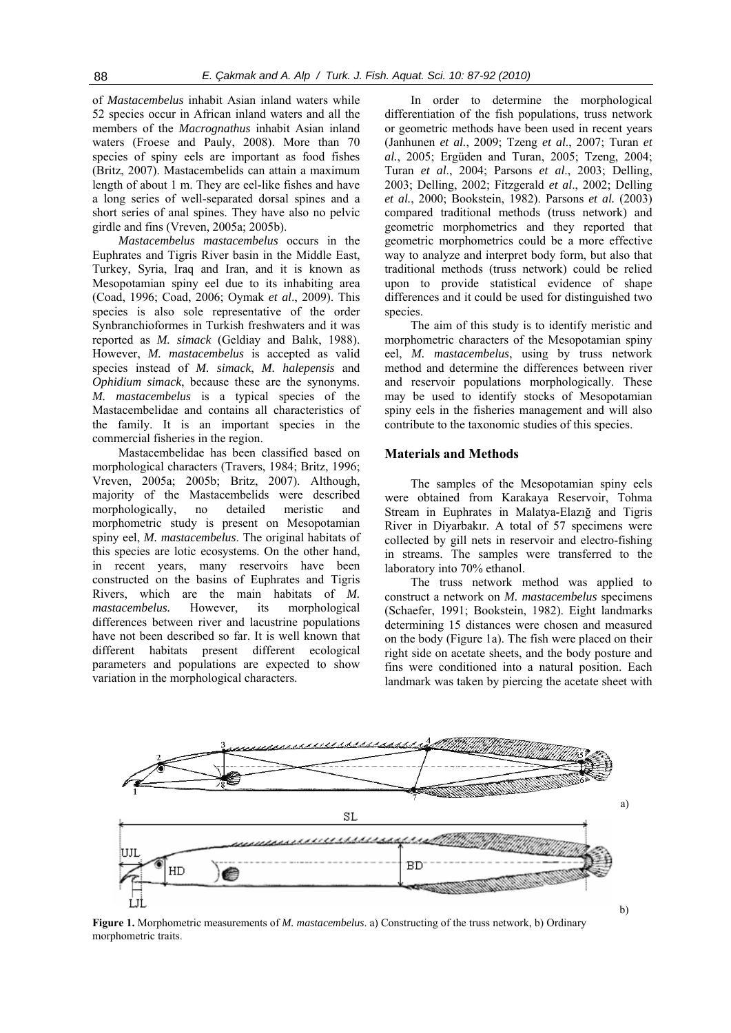of *Mastacembelus* inhabit Asian inland waters while 52 species occur in African inland waters and all the members of the *Macrognathus* inhabit Asian inland waters (Froese and Pauly, 2008). More than 70 species of spiny eels are important as food fishes (Britz, 2007). Mastacembelids can attain a maximum length of about 1 m. They are eel-like fishes and have a long series of well-separated dorsal spines and a short series of anal spines. They have also no pelvic girdle and fins (Vreven, 2005a; 2005b).

*Mastacembelus mastacembelus* occurs in the Euphrates and Tigris River basin in the Middle East, Turkey, Syria, Iraq and Iran, and it is known as Mesopotamian spiny eel due to its inhabiting area (Coad, 1996; Coad, 2006; Oymak *et al*., 2009). This species is also sole representative of the order Synbranchioformes in Turkish freshwaters and it was reported as *M. simack* (Geldiay and Balık, 1988). However, *M. mastacembelus* is accepted as valid species instead of *M. simack*, *M. halepensis* and *Ophidium simack*, because these are the synonyms. *M. mastacembelus* is a typical species of the Mastacembelidae and contains all characteristics of the family. It is an important species in the commercial fisheries in the region.

Mastacembelidae has been classified based on morphological characters (Travers, 1984; Britz, 1996; Vreven, 2005a; 2005b; Britz, 2007). Although, majority of the Mastacembelids were described morphologically, no detailed meristic and morphometric study is present on Mesopotamian spiny eel, *M. mastacembelus*. The original habitats of this species are lotic ecosystems. On the other hand, in recent years, many reservoirs have been constructed on the basins of Euphrates and Tigris Rivers, which are the main habitats of *M. mastacembelus.* However, its morphological differences between river and lacustrine populations have not been described so far. It is well known that different habitats present different ecological parameters and populations are expected to show variation in the morphological characters.

In order to determine the morphological differentiation of the fish populations, truss network or geometric methods have been used in recent years (Janhunen *et al*., 2009; Tzeng *et al*., 2007; Turan *et al.*, 2005; Ergüden and Turan, 2005; Tzeng, 2004; Turan *et al*., 2004; Parsons *et al*., 2003; Delling, 2003; Delling, 2002; Fitzgerald *et al*., 2002; Delling *et al.*, 2000; Bookstein, 1982). Parsons *et al.* (2003) compared traditional methods (truss network) and geometric morphometrics and they reported that geometric morphometrics could be a more effective way to analyze and interpret body form, but also that traditional methods (truss network) could be relied upon to provide statistical evidence of shape differences and it could be used for distinguished two species.

The aim of this study is to identify meristic and morphometric characters of the Mesopotamian spiny eel, *M. mastacembelus*, using by truss network method and determine the differences between river and reservoir populations morphologically. These may be used to identify stocks of Mesopotamian spiny eels in the fisheries management and will also contribute to the taxonomic studies of this species.

## Materials and Methods

The samples of the Mesopotamian spiny eels were obtained from Karakaya Reservoir, Tohma Stream in Euphrates in Malatya-Elazığ and Tigris River in Diyarbakır. A total of 57 specimens were collected by gill nets in reservoir and electro-fishing in streams. The samples were transferred to the laboratory into 70% ethanol.

The truss network method was applied to construct a network on *M. mastacembelus* specimens (Schaefer, 1991; Bookstein, 1982). Eight landmarks determining 15 distances were chosen and measured on the body (Figure 1a). The fish were placed on their right side on acetate sheets, and the body posture and fins were conditioned into a natural position. Each landmark was taken by piercing the acetate sheet with

1
2
3
4
5
6
7
8
a)

SL
UJL
HD
BD
LJL
b)

**Figure 1.** Morphometric measurements of *M. mastacembelus*. a) Constructing of the truss network, b) Ordinary morphometric traits.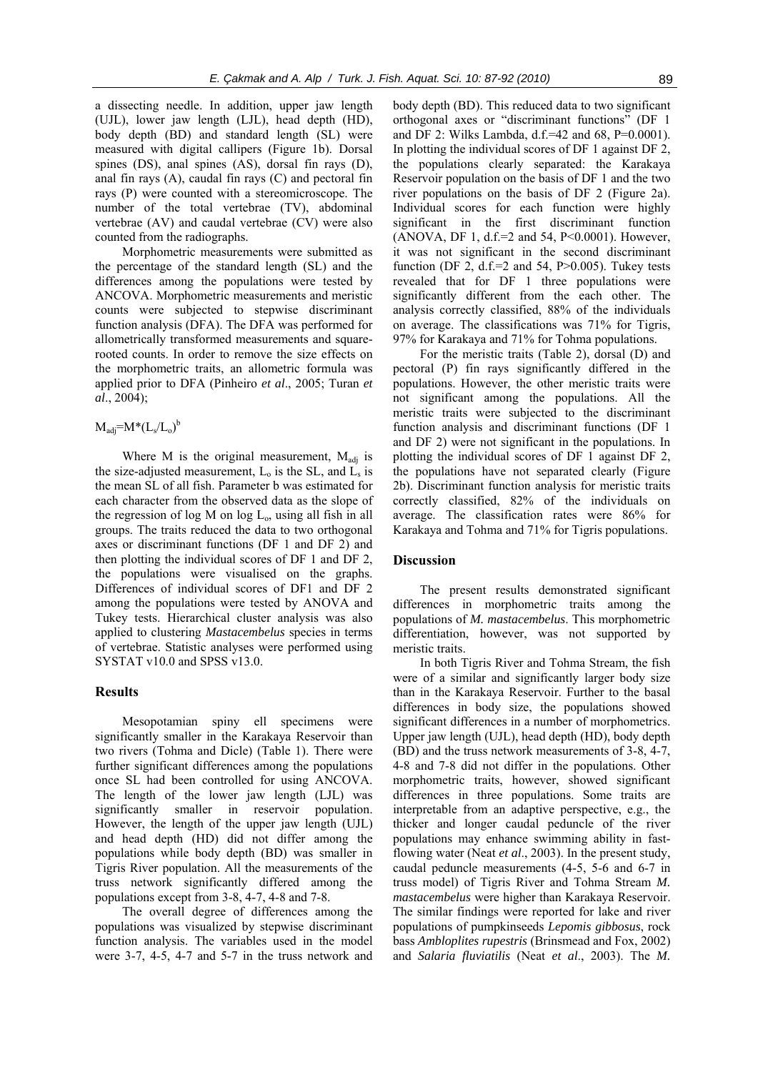a dissecting needle. In addition, upper jaw length (UJL), lower jaw length (LJL), head depth (HD), body depth (BD) and standard length (SL) were measured with digital callipers (Figure 1b). Dorsal spines (DS), anal spines (AS), dorsal fin rays (D), anal fin rays (A), caudal fin rays (C) and pectoral fin rays (P) were counted with a stereomicroscope. The number of the total vertebrae (TV), abdominal vertebrae (AV) and caudal vertebrae (CV) were also counted from the radiographs.

Morphometric measurements were submitted as the percentage of the standard length (SL) and the differences among the populations were tested by ANCOVA. Morphometric measurements and meristic counts were subjected to stepwise discriminant function analysis (DFA). The DFA was performed for allometrically transformed measurements and square-rooted counts. In order to remove the size effects on the morphometric traits, an allometric formula was applied prior to DFA (Pinheiro *et al*., 2005; Turan *et al*., 2004);

$$M_{adj}=M^*(L_s/L_o)^b$$

Where M is the original measurement, $M_{adj}$ is the size-adjusted measurement, $L_o$ is the SL, and $L_s$ is the mean SL of all fish. Parameter b was estimated for each character from the observed data as the slope of the regression of log M on log $L_o$, using all fish in all groups. The traits reduced the data to two orthogonal axes or discriminant functions (DF 1 and DF 2) and then plotting the individual scores of DF 1 and DF 2, the populations were visualised on the graphs. Differences of individual scores of DF1 and DF 2 among the populations were tested by ANOVA and Tukey tests. Hierarchical cluster analysis was also applied to clustering *Mastacembelus* species in terms of vertebrae. Statistic analyses were performed using SYSTAT v10.0 and SPSS v13.0.

## Results

Mesopotamian spiny ell specimens were significantly smaller in the Karakaya Reservoir than two rivers (Tohma and Dicle) (Table 1). There were further significant differences among the populations once SL had been controlled for using ANCOVA. The length of the lower jaw length (LJL) was significantly smaller in reservoir population. However, the length of the upper jaw length (UJL) and head depth (HD) did not differ among the populations while body depth (BD) was smaller in Tigris River population. All the measurements of the truss network significantly differed among the populations except from 3-8, 4-7, 4-8 and 7-8.

The overall degree of differences among the populations was visualized by stepwise discriminant function analysis. The variables used in the model were 3-7, 4-5, 4-7 and 5-7 in the truss network and body depth (BD). This reduced data to two significant orthogonal axes or "discriminant functions" (DF 1 and DF 2: Wilks Lambda, d.f.=42 and 68, P=0.0001). In plotting the individual scores of DF 1 against DF 2, the populations clearly separated: the Karakaya Reservoir population on the basis of DF 1 and the two river populations on the basis of DF 2 (Figure 2a). Individual scores for each function were highly significant in the first discriminant function (ANOVA, DF 1, d.f.=2 and 54, P<0.0001). However, it was not significant in the second discriminant function (DF 2, d.f.=2 and 54, P>0.005). Tukey tests revealed that for DF 1 three populations were significantly different from the each other. The analysis correctly classified, 88% of the individuals on average. The classifications was 71% for Tigris, 97% for Karakaya and 71% for Tohma populations.

For the meristic traits (Table 2), dorsal (D) and pectoral (P) fin rays significantly differed in the populations. However, the other meristic traits were not significant among the populations. All the meristic traits were subjected to the discriminant function analysis and discriminant functions (DF 1 and DF 2) were not significant in the populations. In plotting the individual scores of DF 1 against DF 2, the populations have not separated clearly (Figure 2b). Discriminant function analysis for meristic traits correctly classified, 82% of the individuals on average. The classification rates were 86% for Karakaya and Tohma and 71% for Tigris populations.

## Discussion

The present results demonstrated significant differences in morphometric traits among the populations of *M. mastacembelus*. This morphometric differentiation, however, was not supported by meristic traits.

In both Tigris River and Tohma Stream, the fish were of a similar and significantly larger body size than in the Karakaya Reservoir. Further to the basal differences in body size, the populations showed significant differences in a number of morphometrics. Upper jaw length (UJL), head depth (HD), body depth (BD) and the truss network measurements of 3-8, 4-7, 4-8 and 7-8 did not differ in the populations. Other morphometric traits, however, showed significant differences in three populations. Some traits are interpretable from an adaptive perspective, e.g., the thicker and longer caudal peduncle of the river populations may enhance swimming ability in fast-flowing water (Neat *et al*., 2003). In the present study, caudal peduncle measurements (4-5, 5-6 and 6-7 in truss model) of Tigris River and Tohma Stream *M. mastacembelus* were higher than Karakaya Reservoir. The similar findings were reported for lake and river populations of pumpkinseeds *Lepomis gibbosus*, rock bass *Ambloplites rupestris* (Brinsmead and Fox, 2002) and *Salaria fluviatilis* (Neat *et al*., 2003). The *M.*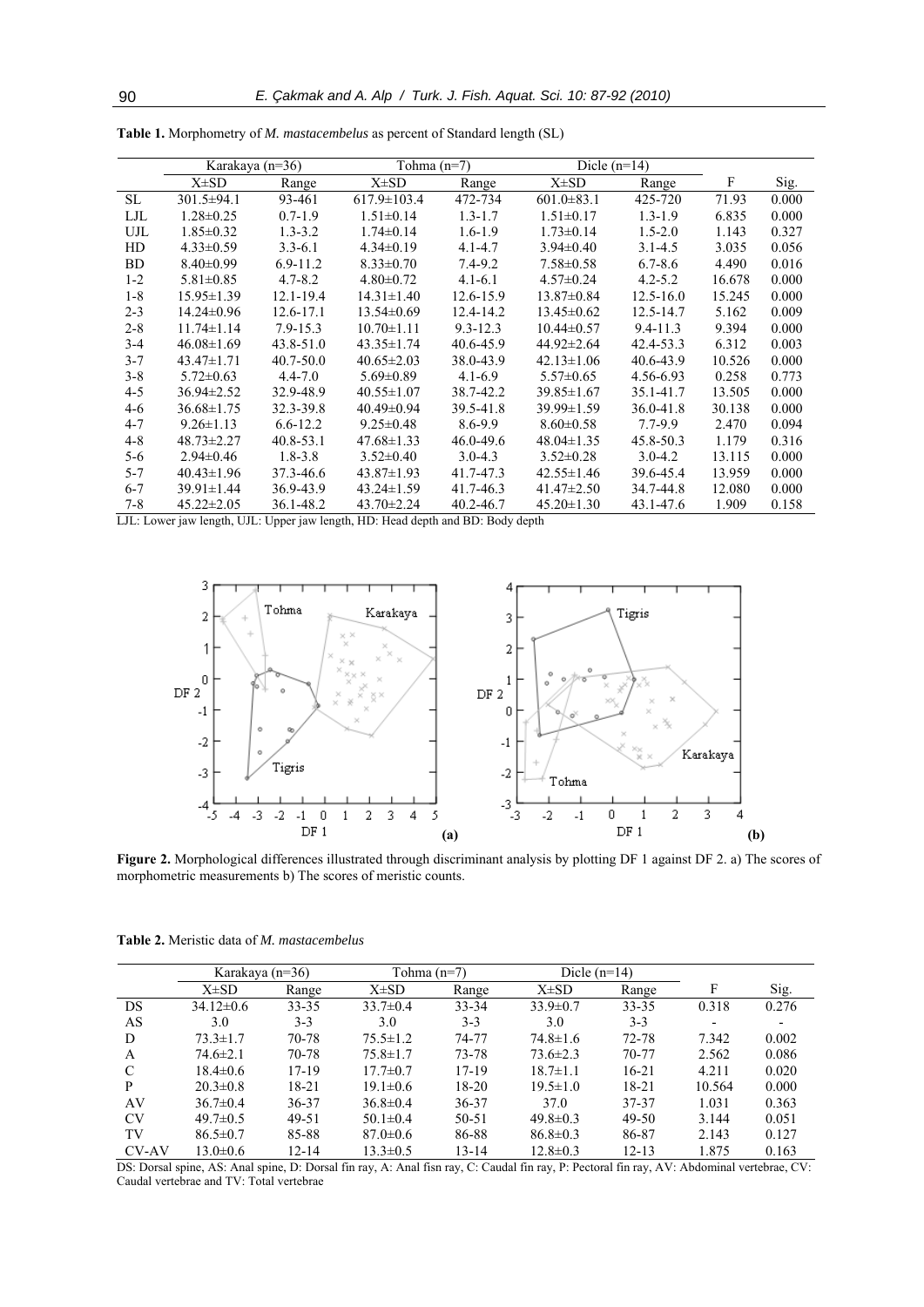**Table 1.** Morphometry of *M. mastacembelus* as percent of Standard length (SL)

| | Karakaya (n=36) | | Tohma (n=7) | | Dicle (n=14) | | | |
|---|---|---|---|---|---|---|---|---|
| | X±SD | Range | X±SD | Range | X±SD | Range | F | Sig. |
| SL | 301.5±94.1 | 93-461 | 617.9±103.4 | 472-734 | 601.0±83.1 | 425-720 | 71.93 | 0.000 |
| LJL | 1.28±0.25 | 0.7-1.9 | 1.51±0.14 | 1.3-1.7 | 1.51±0.17 | 1.3-1.9 | 6.835 | 0.000 |
| UJL | 1.85±0.32 | 1.3-3.2 | 1.74±0.14 | 1.6-1.9 | 1.73±0.14 | 1.5-2.0 | 1.143 | 0.327 |
| HD | 4.33±0.59 | 3.3-6.1 | 4.34±0.19 | 4.1-4.7 | 3.94±0.40 | 3.1-4.5 | 3.035 | 0.056 |
| BD | 8.40±0.99 | 6.9-11.2 | 8.33±0.70 | 7.4-9.2 | 7.58±0.58 | 6.7-8.6 | 4.490 | 0.016 |
| 1-2 | 5.81±0.85 | 4.7-8.2 | 4.80±0.72 | 4.1-6.1 | 4.57±0.24 | 4.2-5.2 | 16.678 | 0.000 |
| 1-8 | 15.95±1.39 | 12.1-19.4 | 14.31±1.40 | 12.6-15.9 | 13.87±0.84 | 12.5-16.0 | 15.245 | 0.000 |
| 2-3 | 14.24±0.96 | 12.6-17.1 | 13.54±0.69 | 12.4-14.2 | 13.45±0.62 | 12.5-14.7 | 5.162 | 0.009 |
| 2-8 | 11.74±1.14 | 7.9-15.3 | 10.70±1.11 | 9.3-12.3 | 10.44±0.57 | 9.4-11.3 | 9.394 | 0.000 |
| 3-4 | 46.08±1.69 | 43.8-51.0 | 43.35±1.74 | 40.6-45.9 | 44.92±2.64 | 42.4-53.3 | 6.312 | 0.003 |
| 3-7 | 43.47±1.71 | 40.7-50.0 | 40.65±2.03 | 38.0-43.9 | 42.13±1.06 | 40.6-43.9 | 10.526 | 0.000 |
| 3-8 | 5.72±0.63 | 4.4-7.0 | 5.69±0.89 | 4.1-6.9 | 5.57±0.65 | 4.56-6.93 | 0.258 | 0.773 |
| 4-5 | 36.94±2.52 | 32.9-48.9 | 40.55±1.07 | 38.7-42.2 | 39.85±1.67 | 35.1-41.7 | 13.505 | 0.000 |
| 4-6 | 36.68±1.75 | 32.3-39.8 | 40.49±0.94 | 39.5-41.8 | 39.99±1.59 | 36.0-41.8 | 30.138 | 0.000 |
| 4-7 | 9.26±1.13 | 6.6-12.2 | 9.25±0.48 | 8.6-9.9 | 8.60±0.58 | 7.7-9.9 | 2.470 | 0.094 |
| 4-8 | 48.73±2.27 | 40.8-53.1 | 47.68±1.33 | 46.0-49.6 | 48.04±1.35 | 45.8-50.3 | 1.179 | 0.316 |
| 5-6 | 2.94±0.46 | 1.8-3.8 | 3.52±0.40 | 3.0-4.3 | 3.52±0.28 | 3.0-4.2 | 13.115 | 0.000 |
| 5-7 | 40.43±1.96 | 37.3-46.6 | 43.87±1.93 | 41.7-47.3 | 42.55±1.46 | 39.6-45.4 | 13.959 | 0.000 |
| 6-7 | 39.91±1.44 | 36.9-43.9 | 43.24±1.59 | 41.7-46.3 | 41.47±2.50 | 34.7-44.8 | 12.080 | 0.000 |
| 7-8 | 45.22±2.05 | 36.1-48.2 | 43.70±2.24 | 40.2-46.7 | 45.20±1.30 | 43.1-47.6 | 1.909 | 0.158 |

LJL: Lower jaw length, UJL: Upper jaw length, HD: Head depth and BD: Body depth

**Figure 2.** Morphological differences illustrated through discriminant analysis by plotting DF 1 against DF 2. a) The scores of morphometric measurements b) The scores of meristic counts.

**Table 2.** Meristic data of *M. mastacembelus*

| | Karakaya (n=36) | | Tohma (n=7) | | Dicle (n=14) | | | |
|---|---|---|---|---|---|---|---|---|
| | X±SD | Range | X±SD | Range | X±SD | Range | F | Sig. |
| DS | 34.12±0.6 | 33-35 | 33.7±0.4 | 33-34 | 33.9±0.7 | 33-35 | 0.318 | 0.276 |
| AS | 3.0 | 3-3 | 3.0 | 3-3 | 3.0 | 3-3 | - | - |
| D | 73.3±1.7 | 70-78 | 75.5±1.2 | 74-77 | 74.8±1.6 | 72-78 | 7.342 | 0.002 |
| A | 74.6±2.1 | 70-78 | 75.8±1.7 | 73-78 | 73.6±2.3 | 70-77 | 2.562 | 0.086 |
| C | 18.4±0.6 | 17-19 | 17.7±0.7 | 17-19 | 18.7±1.1 | 16-21 | 4.211 | 0.020 |
| P | 20.3±0.8 | 18-21 | 19.1±0.6 | 18-20 | 19.5±1.0 | 18-21 | 10.564 | 0.000 |
| AV | 36.7±0.4 | 36-37 | 36.8±0.4 | 36-37 | 37.0 | 37-37 | 1.031 | 0.363 |
| CV | 49.7±0.5 | 49-51 | 50.1±0.4 | 50-51 | 49.8±0.3 | 49-50 | 3.144 | 0.051 |
| TV | 86.5±0.7 | 85-88 | 87.0±0.6 | 86-88 | 86.8±0.3 | 86-87 | 2.143 | 0.127 |
| CV-AV | 13.0±0.6 | 12-14 | 13.3±0.5 | 13-14 | 12.8±0.3 | 12-13 | 1.875 | 0.163 |

DS: Dorsal spine, AS: Anal spine, D: Dorsal fin ray, A: Anal fisn ray, C: Caudal fin ray, P: Pectoral fin ray, AV: Abdominal vertebrae, CV: Caudal vertebrae and TV: Total vertebrae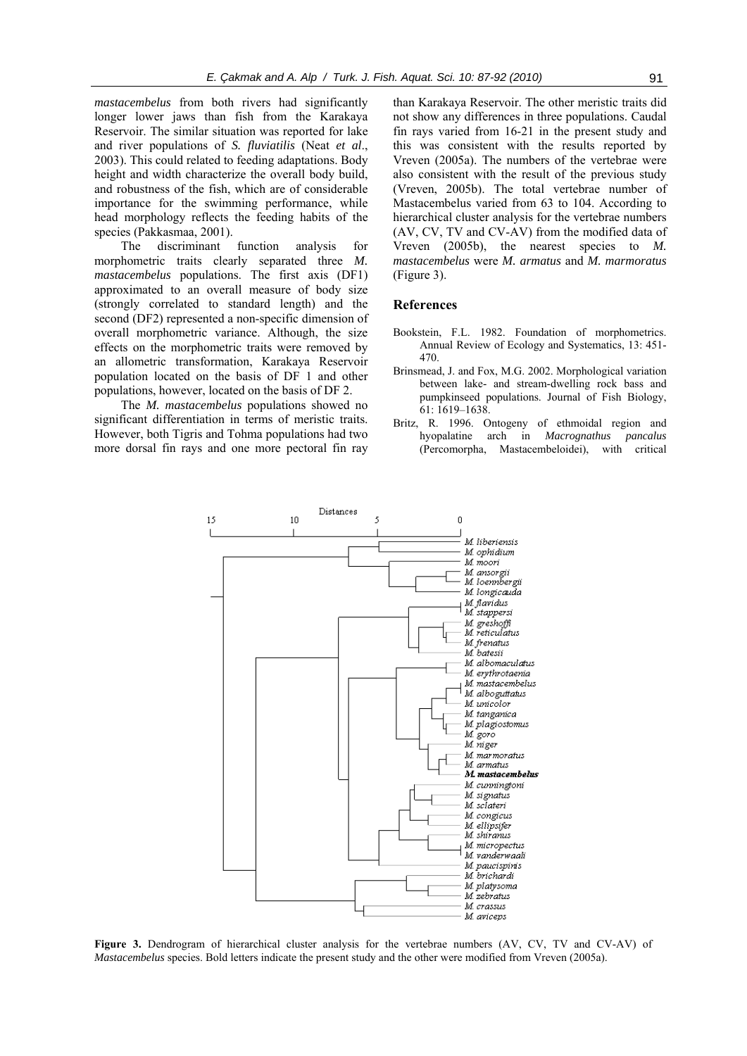*mastacembelus* from both rivers had significantly longer lower jaws than fish from the Karakaya Reservoir. The similar situation was reported for lake and river populations of *S. fluviatilis* (Neat *et al*., 2003). This could related to feeding adaptations. Body height and width characterize the overall body build, and robustness of the fish, which are of considerable importance for the swimming performance, while head morphology reflects the feeding habits of the species (Pakkasmaa, 2001).

The discriminant function analysis for morphometric traits clearly separated three *M. mastacembelus* populations. The first axis (DF1) approximated to an overall measure of body size (strongly correlated to standard length) and the second (DF2) represented a non-specific dimension of overall morphometric variance. Although, the size effects on the morphometric traits were removed by an allometric transformation, Karakaya Reservoir population located on the basis of DF 1 and other populations, however, located on the basis of DF 2.

The *M. mastacembelus* populations showed no significant differentiation in terms of meristic traits. However, both Tigris and Tohma populations had two more dorsal fin rays and one more pectoral fin ray than Karakaya Reservoir. The other meristic traits did not show any differences in three populations. Caudal fin rays varied from 16-21 in the present study and this was consistent with the results reported by Vreven (2005a). The numbers of the vertebrae were also consistent with the result of the previous study (Vreven, 2005b). The total vertebrae number of Mastacembelus varied from 63 to 104. According to hierarchical cluster analysis for the vertebrae numbers (AV, CV, TV and CV-AV) from the modified data of Vreven (2005b), the nearest species to *M. mastacembelus* were *M. armatus* and *M. marmoratus* (Figure 3).

## References

Bookstein, F.L. 1982. Foundation of morphometrics. Annual Review of Ecology and Systematics, 13: 451-470.

Brinsmead, J. and Fox, M.G. 2002. Morphological variation between lake- and stream-dwelling rock bass and pumpkinseed populations. Journal of Fish Biology, 61: 1619–1638.

Britz, R. 1996. Ontogeny of ethmoidal region and hyopalatine arch in *Macrognathus pancalus* (Percomorpha, Mastacembeloidei), with critical

Distances
15
10
5
0

*M. liberiensis*
*M. ophidium*
*M. moori*
*M. ansorgii*
*M. loennbergii*
*M. longicauda*
*M. flavidus*
*M. stappersi*
*M. greshoffi*
*M. reticulatus*
*M. frenatus*
*M. batesii*
*M. albomaculatus*
*M. erythrotaenia*
*M. mastacembelus*
*M. alboguttatus*
*M. unicolor*
*M. tanganica*
*M. plagiostomus*
*M. goro*
*M. niger*
*M. marmoratus*
*M. armatus*
***M. mastacembelus***
*M. cunningtoni*
*M. signatus*
*M. sclateri*
*M. congicus*
*M. ellipsifer*
*M. shiranus*
*M. micropectus*
*M. vanderwaali*
*M. paucispinis*
*M. brichardi*
*M. platysoma*
*M. zebratus*
*M. crassus*
*M. aviceps*

**Figure 3.** Dendrogram of hierarchical cluster analysis for the vertebrae numbers (AV, CV, TV and CV-AV) of *Mastacembelus* species. Bold letters indicate the present study and the other were modified from Vreven (2005a).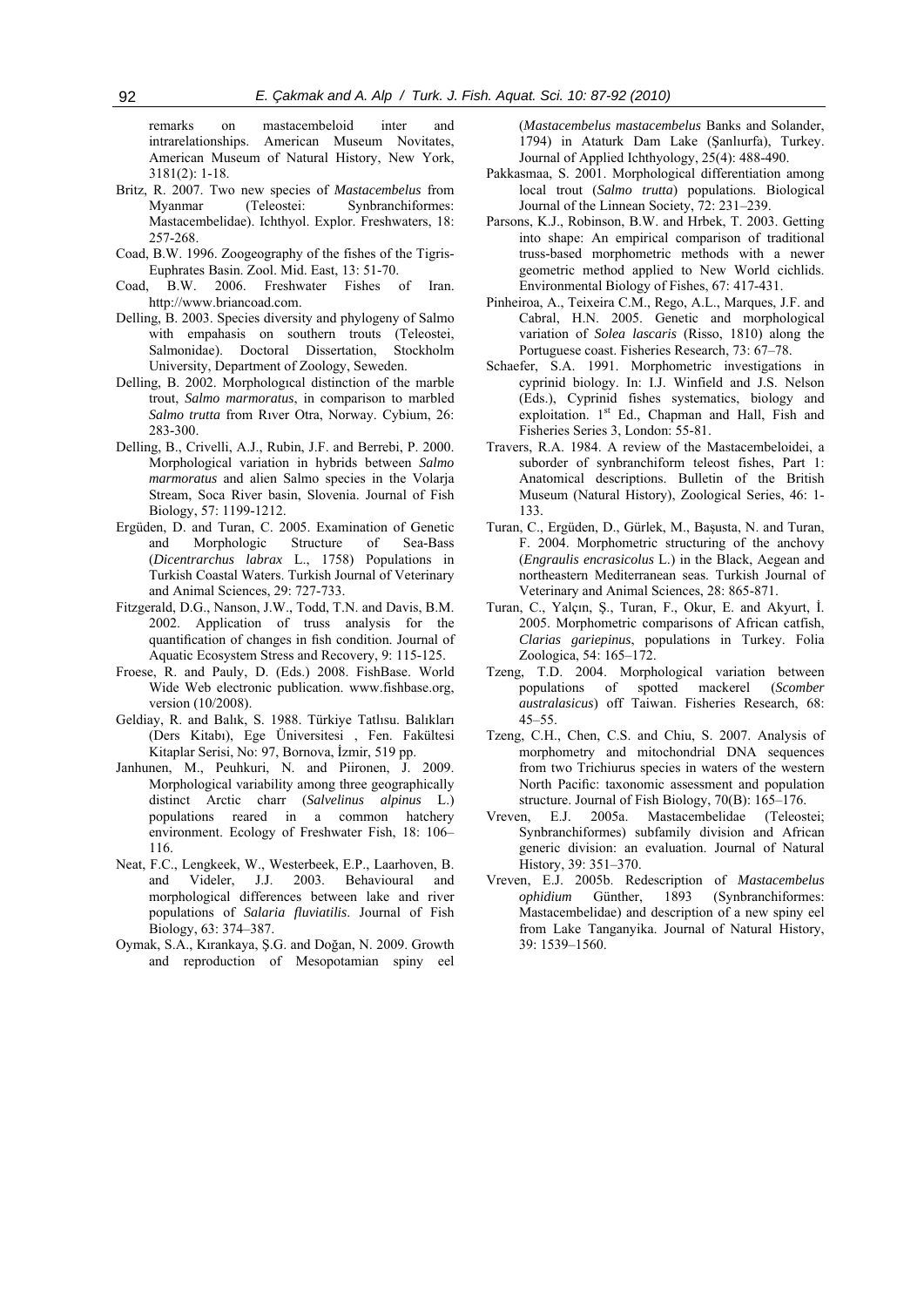remarks on mastacembeloid inter and intrarelationships. American Museum Novitates, American Museum of Natural History, New York, 3181(2): 1-18.

Britz, R. 2007. Two new species of *Mastacembelus* from Myanmar (Teleostei: Synbranchiformes: Mastacembelidae). Ichthyol. Explor. Freshwaters, 18: 257-268.

Coad, B.W. 1996. Zoogeography of the fishes of the Tigris-Euphrates Basin. Zool. Mid. East, 13: 51-70.

Coad, B.W. 2006. Freshwater Fishes of Iran. http://www.briancoad.com.

Delling, B. 2003. Species diversity and phylogeny of Salmo with empahasis on southern trouts (Teleostei, Salmonidae). Doctoral Dissertation, Stockholm University, Department of Zoology, Seweden.

Delling, B. 2002. Morphologıcal distinction of the marble trout, *Salmo marmoratus*, in comparison to marbled *Salmo trutta* from Rıver Otra, Norway. Cybium, 26: 283-300.

Delling, B., Crivelli, A.J., Rubin, J.F. and Berrebi, P. 2000. Morphological variation in hybrids between *Salmo marmoratus* and alien Salmo species in the Volarja Stream, Soca River basin, Slovenia. Journal of Fish Biology, 57: 1199-1212.

Ergüden, D. and Turan, C. 2005. Examination of Genetic and Morphologic Structure of Sea-Bass (*Dicentrarchus labrax* L., 1758) Populations in Turkish Coastal Waters. Turkish Journal of Veterinary and Animal Sciences, 29: 727-733.

Fitzgerald, D.G., Nanson, J.W., Todd, T.N. and Davis, B.M. 2002. Application of truss analysis for the quantification of changes in fish condition. Journal of Aquatic Ecosystem Stress and Recovery, 9: 115-125.

Froese, R. and Pauly, D. (Eds.) 2008. FishBase. World Wide Web electronic publication. www.fishbase.org, version (10/2008).

Geldiay, R. and Balık, S. 1988. Türkiye Tatlısu. Balıkları (Ders Kitabı), Ege Üniversitesi , Fen. Fakültesi Kitaplar Serisi, No: 97, Bornova, İzmir, 519 pp.

Janhunen, M., Peuhkuri, N. and Piironen, J. 2009. Morphological variability among three geographically distinct Arctic charr (*Salvelinus alpinus* L.) populations reared in a common hatchery environment. Ecology of Freshwater Fish, 18: 106–116.

Neat, F.C., Lengkeek, W., Westerbeek, E.P., Laarhoven, B. and Videler, J.J. 2003. Behavioural and morphological differences between lake and river populations of *Salaria fluviatilis*. Journal of Fish Biology, 63: 374–387.

Oymak, S.A., Kırankaya, Ş.G. and Doğan, N. 2009. Growth and reproduction of Mesopotamian spiny eel (*Mastacembelus mastacembelus* Banks and Solander, 1794) in Ataturk Dam Lake (Şanlıurfa), Turkey. Journal of Applied Ichthyology, 25(4): 488-490.

Pakkasmaa, S. 2001. Morphological differentiation among local trout (*Salmo trutta*) populations. Biological Journal of the Linnean Society, 72: 231–239.

Parsons, K.J., Robinson, B.W. and Hrbek, T. 2003. Getting into shape: An empirical comparison of traditional truss-based morphometric methods with a newer geometric method applied to New World cichlids. Environmental Biology of Fishes, 67: 417-431.

Pinheiroa, A., Teixeira C.M., Rego, A.L., Marques, J.F. and Cabral, H.N. 2005. Genetic and morphological variation of *Solea lascaris* (Risso, 1810) along the Portuguese coast. Fisheries Research, 73: 67–78.

Schaefer, S.A. 1991. Morphometric investigations in cyprinid biology. In: I.J. Winfield and J.S. Nelson (Eds.), Cyprinid fishes systematics, biology and exploitation. 1st Ed., Chapman and Hall, Fish and Fisheries Series 3, London: 55-81.

Travers, R.A. 1984. A review of the Mastacembeloidei, a suborder of synbranchiform teleost fishes, Part 1: Anatomical descriptions. Bulletin of the British Museum (Natural History), Zoological Series, 46: 1-133.

Turan, C., Ergüden, D., Gürlek, M., Başusta, N. and Turan, F. 2004. Morphometric structuring of the anchovy (*Engraulis encrasicolus* L.) in the Black, Aegean and northeastern Mediterranean seas. Turkish Journal of Veterinary and Animal Sciences, 28: 865-871.

Turan, C., Yalçın, Ş., Turan, F., Okur, E. and Akyurt, İ. 2005. Morphometric comparisons of African catfish, *Clarias gariepinus*, populations in Turkey. Folia Zoologica, 54: 165–172.

Tzeng, T.D. 2004. Morphological variation between populations of spotted mackerel (*Scomber australasicus*) off Taiwan. Fisheries Research, 68: 45–55.

Tzeng, C.H., Chen, C.S. and Chiu, S. 2007. Analysis of morphometry and mitochondrial DNA sequences from two Trichiurus species in waters of the western North Pacific: taxonomic assessment and population structure. Journal of Fish Biology, 70(B): 165–176.

Vreven, E.J. 2005a. Mastacembelidae (Teleostei; Synbranchiformes) subfamily division and African generic division: an evaluation. Journal of Natural History, 39: 351–370.

Vreven, E.J. 2005b. Redescription of *Mastacembelus ophidium* Günther, 1893 (Synbranchiformes: Mastacembelidae) and description of a new spiny eel from Lake Tanganyika. Journal of Natural History, 39: 1539–1560.